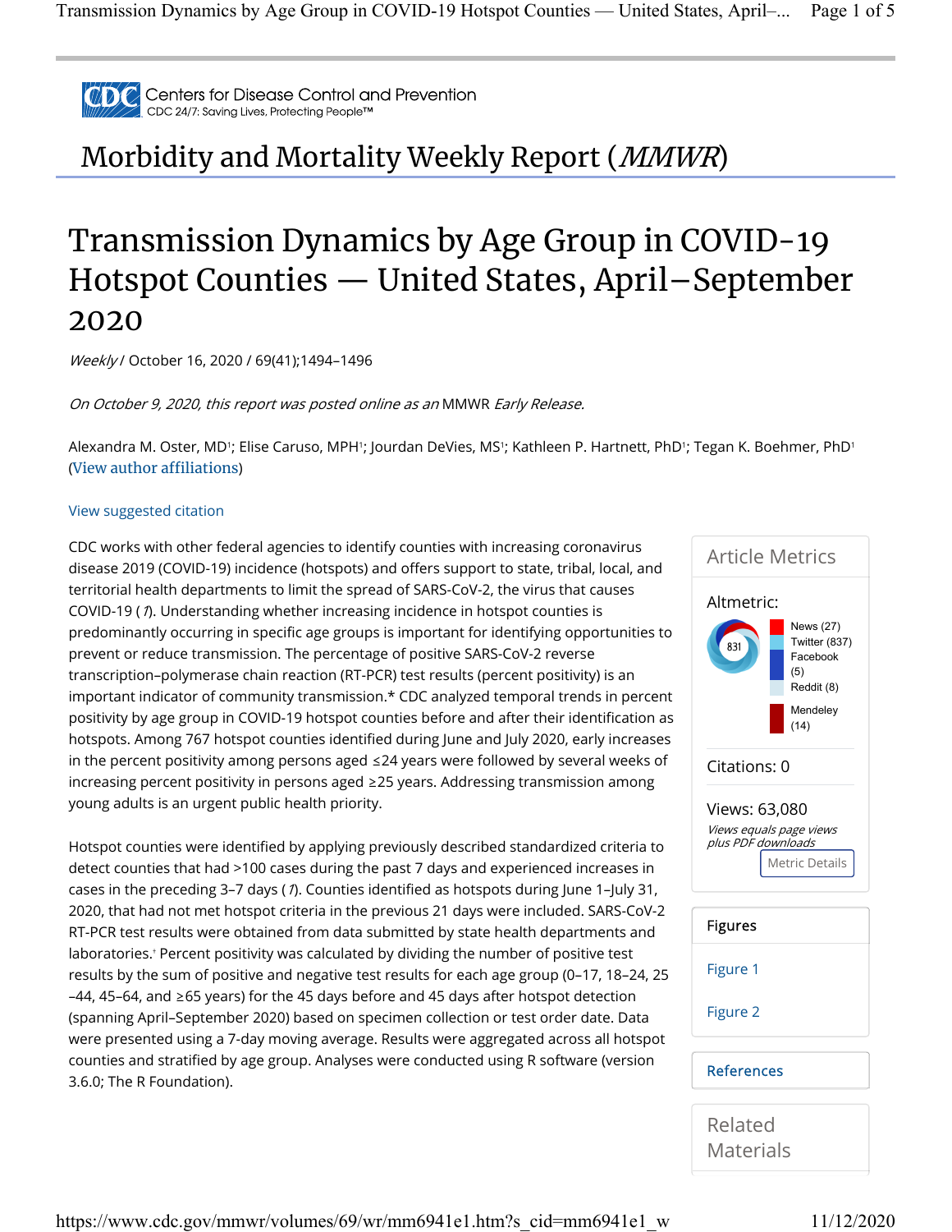Centers for Disease Control and Prevention
CDC 24/7: Saving Lives, Protecting People™

# Morbidity and Mortality Weekly Report (*MMWR*)

# Transmission Dynamics by Age Group in COVID-19 Hotspot Counties — United States, April–September 2020

*Weekly* / October 16, 2020 / 69(41);1494–1496

*On October 9, 2020, this report was posted online as an* MMWR *Early Release.*

Alexandra M. Oster, MD[1]; Elise Caruso, MPH[1]; Jourdan DeVies, MS[1]; Kathleen P. Hartnett, PhD[1]; Tegan K. Boehmer, PhD[1] (View author affiliations)

View suggested citation

CDC works with other federal agencies to identify counties with increasing coronavirus disease 2019 (COVID-19) incidence (hotspots) and offers support to state, tribal, local, and territorial health departments to limit the spread of SARS-CoV-2, the virus that causes COVID-19 (*1*). Understanding whether increasing incidence in hotspot counties is predominantly occurring in specific age groups is important for identifying opportunities to prevent or reduce transmission. The percentage of positive SARS-CoV-2 reverse transcription–polymerase chain reaction (RT-PCR) test results (percent positivity) is an important indicator of community transmission.* CDC analyzed temporal trends in percent positivity by age group in COVID-19 hotspot counties before and after their identification as hotspots. Among 767 hotspot counties identified during June and July 2020, early increases in the percent positivity among persons aged ≤24 years were followed by several weeks of increasing percent positivity in persons aged ≥25 years. Addressing transmission among young adults is an urgent public health priority.

Hotspot counties were identified by applying previously described standardized criteria to detect counties that had >100 cases during the past 7 days and experienced increases in cases in the preceding 3–7 days (*1*). Counties identified as hotspots during June 1–July 31, 2020, that had not met hotspot criteria in the previous 21 days were included. SARS-CoV-2 RT-PCR test results were obtained from data submitted by state health departments and laboratories.† Percent positivity was calculated by dividing the number of positive test results by the sum of positive and negative test results for each age group (0–17, 18–24, 25–44, 45–64, and ≥65 years) for the 45 days before and 45 days after hotspot detection (spanning April–September 2020) based on specimen collection or test order date. Data were presented using a 7-day moving average. Results were aggregated across all hotspot counties and stratified by age group. Analyses were conducted using R software (version 3.6.0; The R Foundation).

## Article Metrics

Altmetric:
831
News (27)
Twitter (837)
Facebook (5)
Reddit (8)
Mendeley (14)

Citations: 0

Views: 63,080
*Views equals page views plus PDF downloads*

Metric Details

## Figures

Figure 1

Figure 2

## References

## Related Materials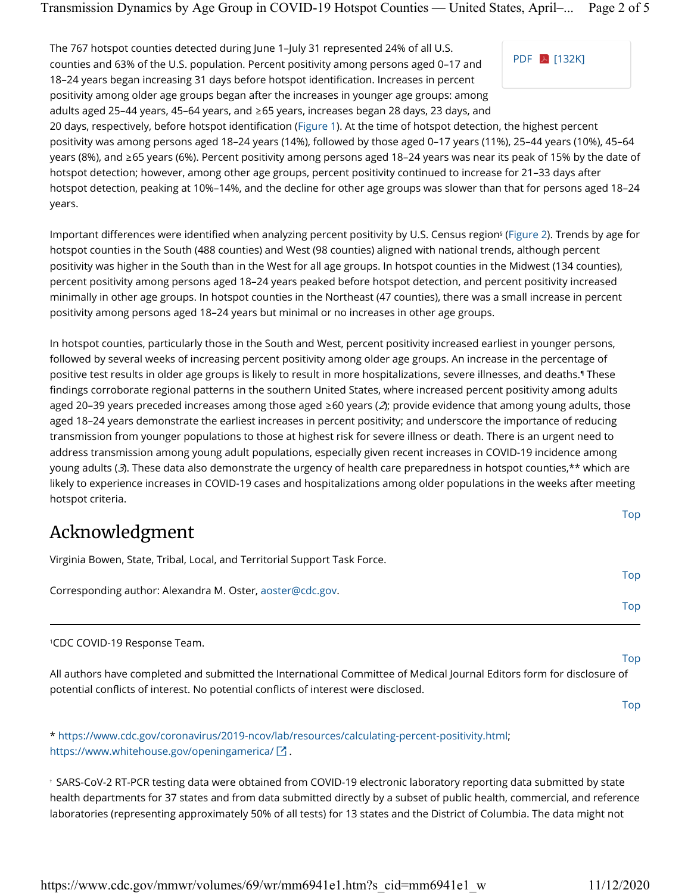The 767 hotspot counties detected during June 1–July 31 represented 24% of all U.S. counties and 63% of the U.S. population. Percent positivity among persons aged 0–17 and 18–24 years began increasing 31 days before hotspot identification. Increases in percent positivity among older age groups began after the increases in younger age groups: among adults aged 25–44 years, 45–64 years, and ≥65 years, increases began 28 days, 23 days, and 20 days, respectively, before hotspot identification (Figure 1). At the time of hotspot detection, the highest percent positivity was among persons aged 18–24 years (14%), followed by those aged 0–17 years (11%), 25–44 years (10%), 45–64 years (8%), and ≥65 years (6%). Percent positivity among persons aged 18–24 years was near its peak of 15% by the date of hotspot detection; however, among other age groups, percent positivity continued to increase for 21–33 days after hotspot detection, peaking at 10%–14%, and the decline for other age groups was slower than that for persons aged 18–24 years.

Important differences were identified when analyzing percent positivity by U.S. Census region[§] (Figure 2). Trends by age for hotspot counties in the South (488 counties) and West (98 counties) aligned with national trends, although percent positivity was higher in the South than in the West for all age groups. In hotspot counties in the Midwest (134 counties), percent positivity among persons aged 18–24 years peaked before hotspot detection, and percent positivity increased minimally in other age groups. In hotspot counties in the Northeast (47 counties), there was a small increase in percent positivity among persons aged 18–24 years but minimal or no increases in other age groups.

In hotspot counties, particularly those in the South and West, percent positivity increased earliest in younger persons, followed by several weeks of increasing percent positivity among older age groups. An increase in the percentage of positive test results in older age groups is likely to result in more hospitalizations, severe illnesses, and deaths.[¶] These findings corroborate regional patterns in the southern United States, where increased percent positivity among adults aged 20–39 years preceded increases among those aged ≥60 years (*2*); provide evidence that among young adults, those aged 18–24 years demonstrate the earliest increases in percent positivity; and underscore the importance of reducing transmission from younger populations to those at highest risk for severe illness or death. There is an urgent need to address transmission among young adult populations, especially given recent increases in COVID-19 incidence among young adults (*3*). These data also demonstrate the urgency of health care preparedness in hotspot counties,** which are likely to experience increases in COVID-19 cases and hospitalizations among older populations in the weeks after meeting hotspot criteria.

## Acknowledgment

Virginia Bowen, State, Tribal, Local, and Territorial Support Task Force.

Corresponding author: Alexandra M. Oster, aoster@cdc.gov.

---

[1]CDC COVID-19 Response Team.

All authors have completed and submitted the International Committee of Medical Journal Editors form for disclosure of potential conflicts of interest. No potential conflicts of interest were disclosed.

* https://www.cdc.gov/coronavirus/2019-ncov/lab/resources/calculating-percent-positivity.html; https://www.whitehouse.gov/openingamerica/ .

[†] SARS-CoV-2 RT-PCR testing data were obtained from COVID-19 electronic laboratory reporting data submitted by state health departments for 37 states and from data submitted directly by a subset of public health, commercial, and reference laboratories (representing approximately 50% of all tests) for 13 states and the District of Columbia. The data might not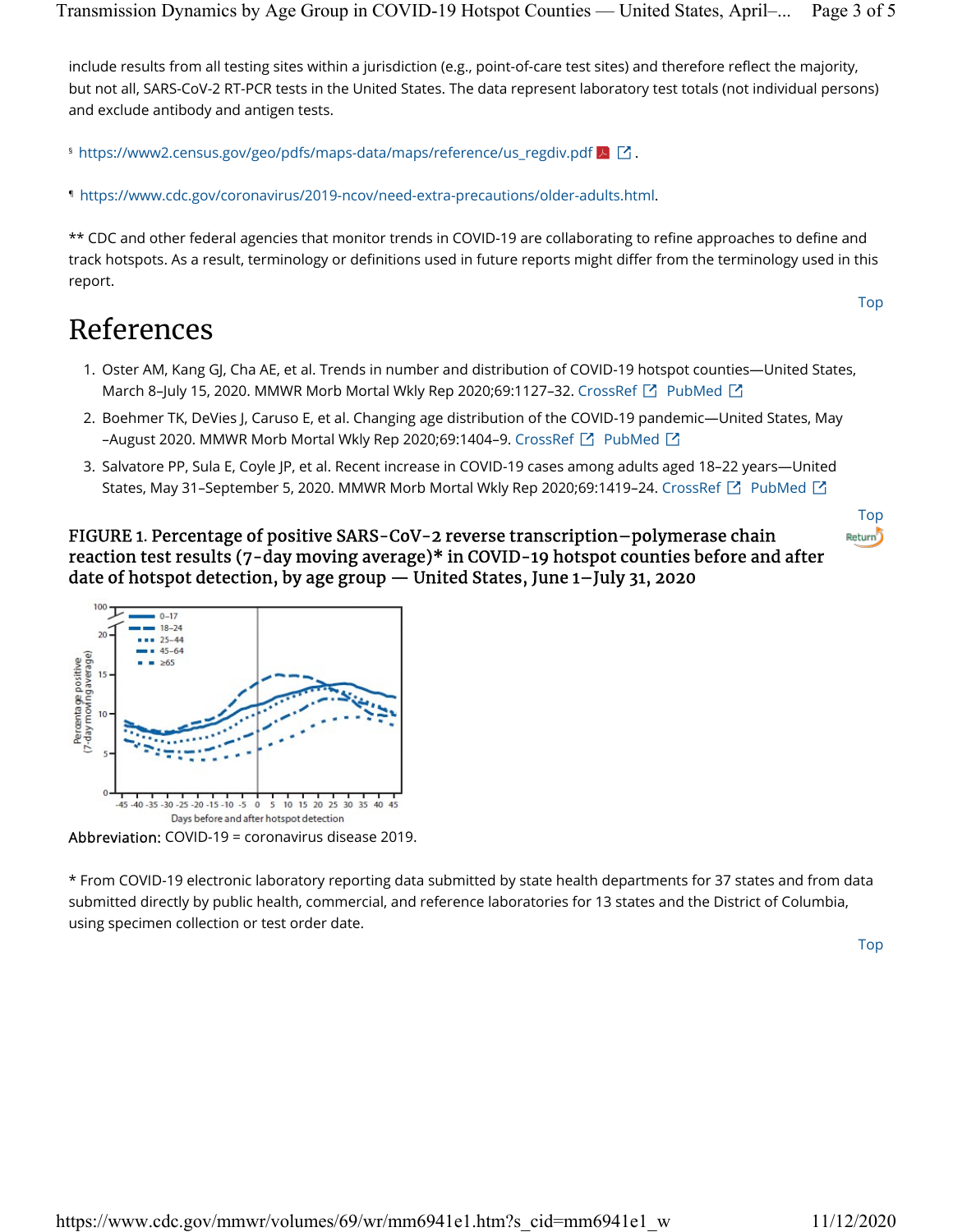include results from all testing sites within a jurisdiction (e.g., point-of-care test sites) and therefore reflect the majority, but not all, SARS-CoV-2 RT-PCR tests in the United States. The data represent laboratory test totals (not individual persons) and exclude antibody and antigen tests.

§ https://www2.census.gov/geo/pdfs/maps-data/maps/reference/us_regdiv.pdf.

¶ https://www.cdc.gov/coronavirus/2019-ncov/need-extra-precautions/older-adults.html.

** CDC and other federal agencies that monitor trends in COVID-19 are collaborating to refine approaches to define and track hotspots. As a result, terminology or definitions used in future reports might differ from the terminology used in this report.

Top

# References

1. Oster AM, Kang GJ, Cha AE, et al. Trends in number and distribution of COVID-19 hotspot counties—United States, March 8–July 15, 2020. MMWR Morb Mortal Wkly Rep 2020;69:1127–32. CrossRef PubMed
2. Boehmer TK, DeVies J, Caruso E, et al. Changing age distribution of the COVID-19 pandemic—United States, May –August 2020. MMWR Morb Mortal Wkly Rep 2020;69:1404–9. CrossRef PubMed
3. Salvatore PP, Sula E, Coyle JP, et al. Recent increase in COVID-19 cases among adults aged 18–22 years—United States, May 31–September 5, 2020. MMWR Morb Mortal Wkly Rep 2020;69:1419–24. CrossRef PubMed

Top

## FIGURE 1. Percentage of positive SARS-CoV-2 reverse transcription–polymerase chain reaction test results (7-day moving average)* in COVID-19 hotspot counties before and after date of hotspot detection, by age group — United States, June 1–July 31, 2020

Abbreviation: COVID-19 = coronavirus disease 2019.

* From COVID-19 electronic laboratory reporting data submitted by state health departments for 37 states and from data submitted directly by public health, commercial, and reference laboratories for 13 states and the District of Columbia, using specimen collection or test order date.

Top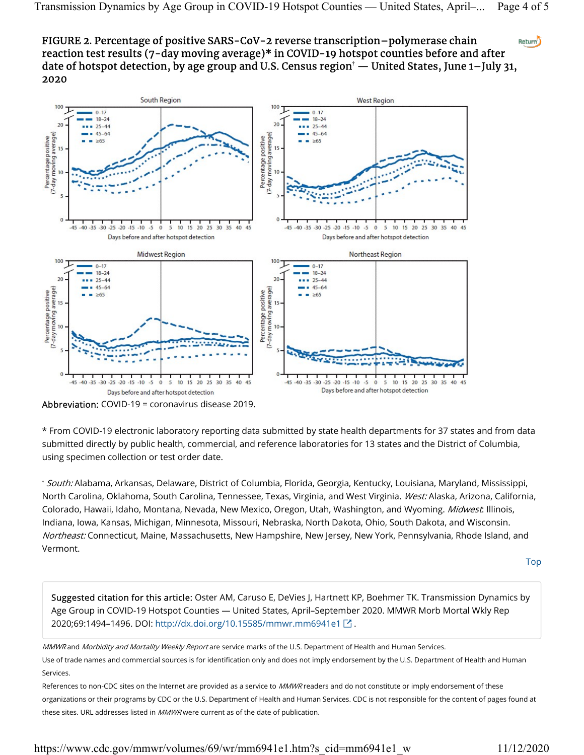**FIGURE 2. Percentage of positive SARS-CoV-2 reverse transcription–polymerase chain reaction test results (7-day moving average)* in COVID-19 hotspot counties before and after date of hotspot detection, by age group and U.S. Census region† — United States, June 1–July 31, 2020**

Abbreviation: COVID-19 = coronavirus disease 2019.

* From COVID-19 electronic laboratory reporting data submitted by state health departments for 37 states and from data submitted directly by public health, commercial, and reference laboratories for 13 states and the District of Columbia, using specimen collection or test order date.

† *South:* Alabama, Arkansas, Delaware, District of Columbia, Florida, Georgia, Kentucky, Louisiana, Maryland, Mississippi, North Carolina, Oklahoma, South Carolina, Tennessee, Texas, Virginia, and West Virginia. *West:* Alaska, Arizona, California, Colorado, Hawaii, Idaho, Montana, Nevada, New Mexico, Oregon, Utah, Washington, and Wyoming. *Midwest:* Illinois, Indiana, Iowa, Kansas, Michigan, Minnesota, Missouri, Nebraska, North Dakota, Ohio, South Dakota, and Wisconsin. *Northeast:* Connecticut, Maine, Massachusetts, New Hampshire, New Jersey, New York, Pennsylvania, Rhode Island, and Vermont.

Top

**Suggested citation for this article:** Oster AM, Caruso E, DeVies J, Hartnett KP, Boehmer TK. Transmission Dynamics by Age Group in COVID-19 Hotspot Counties — United States, April–September 2020. MMWR Morb Mortal Wkly Rep 2020;69:1494–1496. DOI: http://dx.doi.org/10.15585/mmwr.mm6941e1.

*MMWR* and *Morbidity and Mortality Weekly Report* are service marks of the U.S. Department of Health and Human Services.

Use of trade names and commercial sources is for identification only and does not imply endorsement by the U.S. Department of Health and Human Services.

References to non-CDC sites on the Internet are provided as a service to *MMWR* readers and do not constitute or imply endorsement of these organizations or their programs by CDC or the U.S. Department of Health and Human Services. CDC is not responsible for the content of pages found at these sites. URL addresses listed in *MMWR* were current as of the date of publication.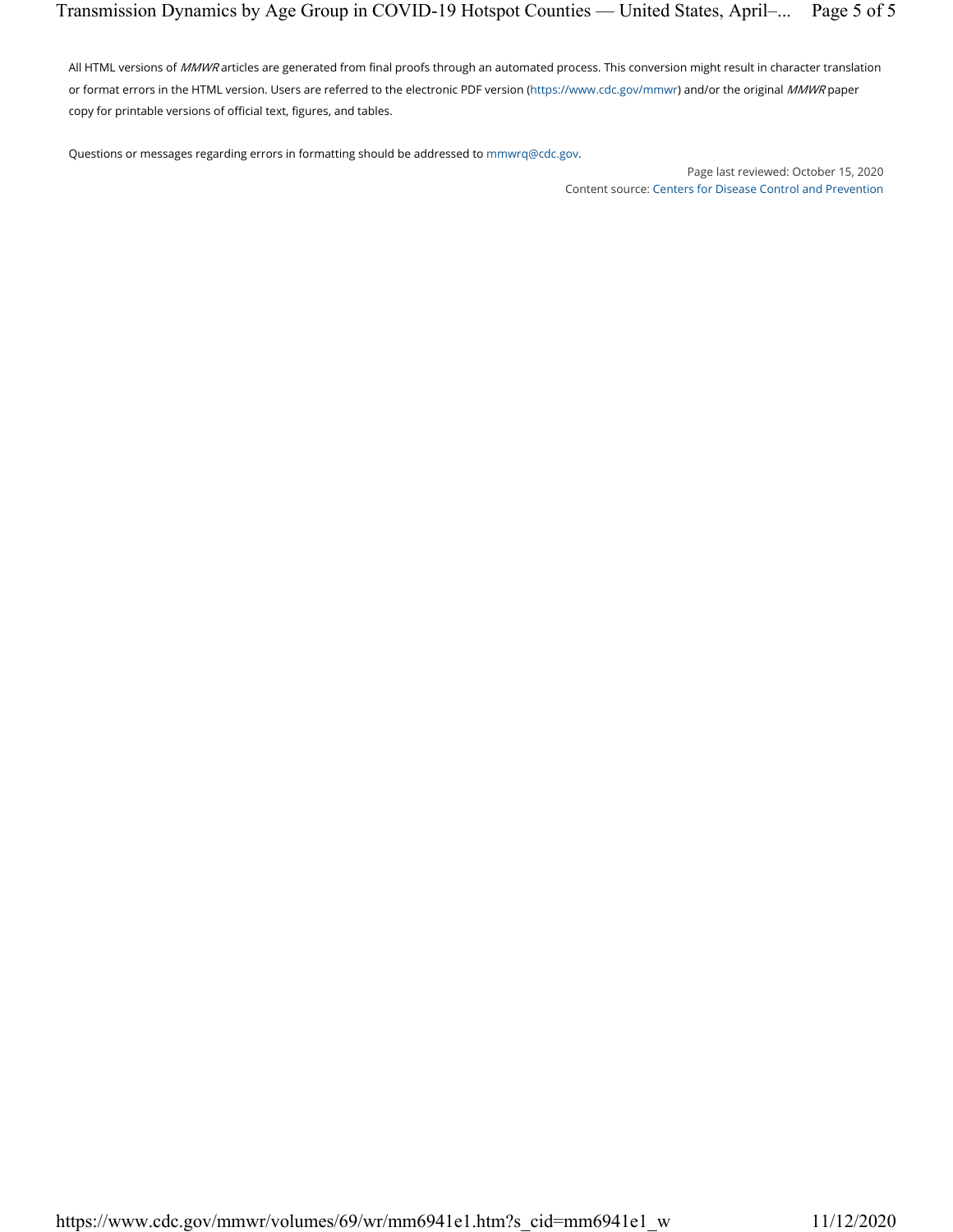All HTML versions of *MMWR* articles are generated from final proofs through an automated process. This conversion might result in character translation or format errors in the HTML version. Users are referred to the electronic PDF version (https://www.cdc.gov/mmwr) and/or the original *MMWR* paper copy for printable versions of official text, figures, and tables.

Questions or messages regarding errors in formatting should be addressed to mmwrq@cdc.gov.

Page last reviewed: October 15, 2020
Content source: Centers for Disease Control and Prevention